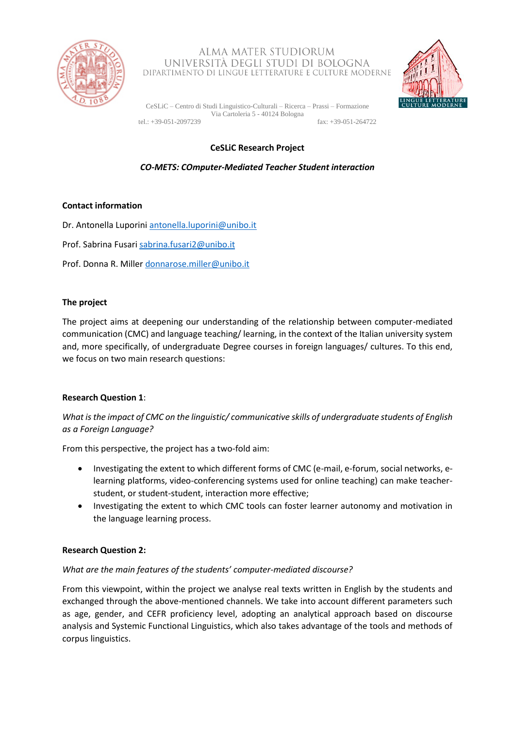ALMA MATER STUDIORUM
UNIVERSITÀ DEGLI STUDI DI BOLOGNA
DIPARTIMENTO DI LINGUE LETTERATURE E CULTURE MODERNE

CeSLiC – Centro di Studi Linguistico-Culturali – Ricerca – Prassi – Formazione
Via Cartoleria 5 - 40124 Bologna
tel.: +39-051-2097239 fax: +39-051-264722

**CeSLiC Research Project**

***CO-METS: COmputer-Mediated Teacher Student interaction***

**Contact information**

Dr. Antonella Luporini antonella.luporini@unibo.it

Prof. Sabrina Fusari sabrina.fusari2@unibo.it

Prof. Donna R. Miller donnarose.miller@unibo.it

**The project**

The project aims at deepening our understanding of the relationship between computer-mediated communication (CMC) and language teaching/ learning, in the context of the Italian university system and, more specifically, of undergraduate Degree courses in foreign languages/ cultures. To this end, we focus on two main research questions:

**Research Question 1**:

*What is the impact of CMC on the linguistic/ communicative skills of undergraduate students of English as a Foreign Language?*

From this perspective, the project has a two-fold aim:

- Investigating the extent to which different forms of CMC (e-mail, e-forum, social networks, e-learning platforms, video-conferencing systems used for online teaching) can make teacher-student, or student-student, interaction more effective;
- Investigating the extent to which CMC tools can foster learner autonomy and motivation in the language learning process.

**Research Question 2:**

*What are the main features of the students' computer-mediated discourse?*

From this viewpoint, within the project we analyse real texts written in English by the students and exchanged through the above-mentioned channels. We take into account different parameters such as age, gender, and CEFR proficiency level, adopting an analytical approach based on discourse analysis and Systemic Functional Linguistics, which also takes advantage of the tools and methods of corpus linguistics.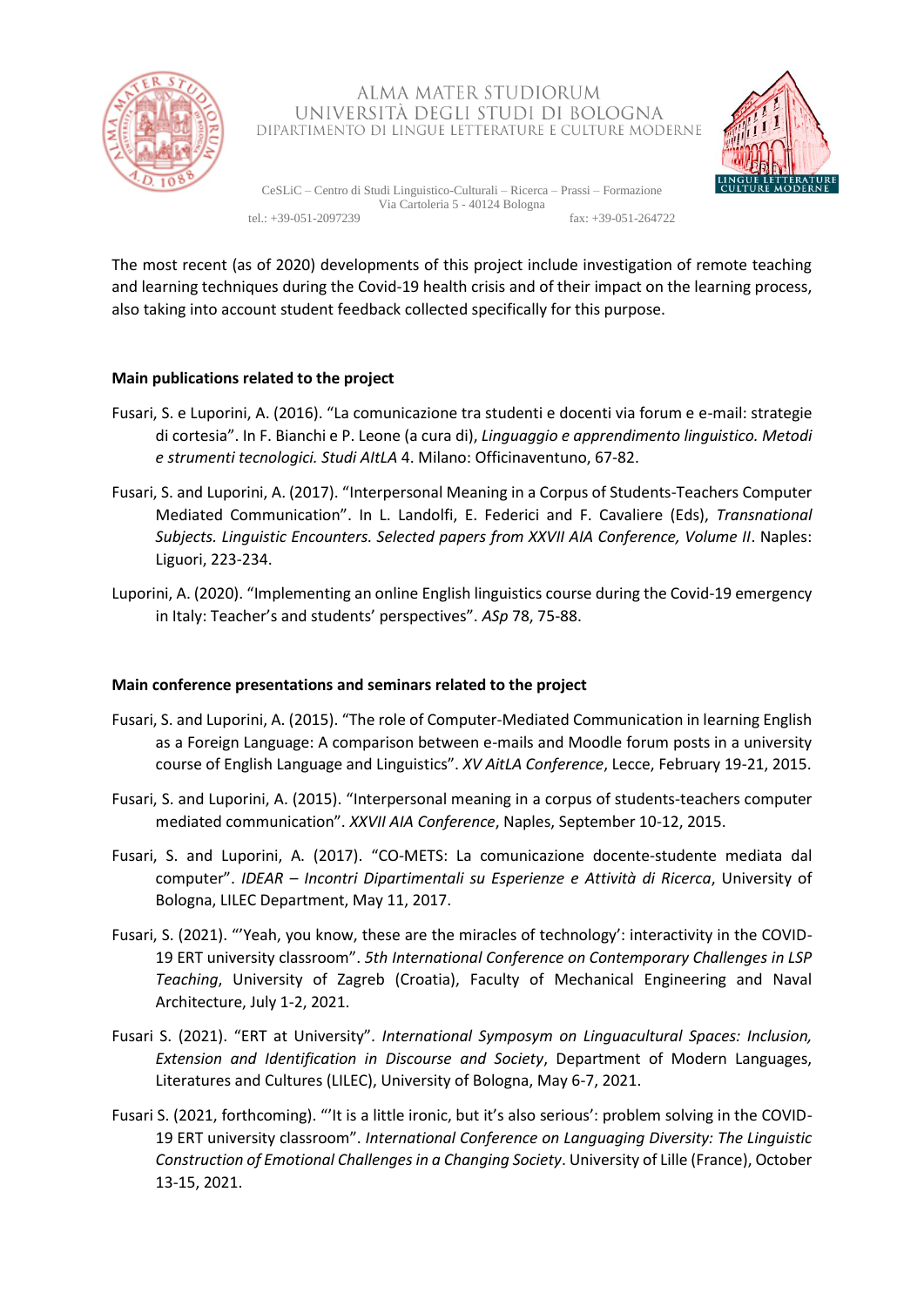The most recent (as of 2020) developments of this project include investigation of remote teaching and learning techniques during the Covid-19 health crisis and of their impact on the learning process, also taking into account student feedback collected specifically for this purpose.

**Main publications related to the project**

Fusari, S. e Luporini, A. (2016). "La comunicazione tra studenti e docenti via forum e e-mail: strategie di cortesia". In F. Bianchi e P. Leone (a cura di), *Linguaggio e apprendimento linguistico. Metodi e strumenti tecnologici. Studi AItLA* 4. Milano: Officinaventuno, 67-82.

Fusari, S. and Luporini, A. (2017). "Interpersonal Meaning in a Corpus of Students-Teachers Computer Mediated Communication". In L. Landolfi, E. Federici and F. Cavaliere (Eds), *Transnational Subjects. Linguistic Encounters. Selected papers from XXVII AIA Conference, Volume II*. Naples: Liguori, 223-234.

Luporini, A. (2020). "Implementing an online English linguistics course during the Covid-19 emergency in Italy: Teacher's and students' perspectives". *ASp* 78, 75-88.

**Main conference presentations and seminars related to the project**

Fusari, S. and Luporini, A. (2015). "The role of Computer-Mediated Communication in learning English as a Foreign Language: A comparison between e-mails and Moodle forum posts in a university course of English Language and Linguistics". *XV AitLA Conference*, Lecce, February 19-21, 2015.

Fusari, S. and Luporini, A. (2015). "Interpersonal meaning in a corpus of students-teachers computer mediated communication". *XXVII AIA Conference*, Naples, September 10-12, 2015.

Fusari, S. and Luporini, A. (2017). "CO-METS: La comunicazione docente-studente mediata dal computer". *IDEAR – Incontri Dipartimentali su Esperienze e Attività di Ricerca*, University of Bologna, LILEC Department, May 11, 2017.

Fusari, S. (2021). "'Yeah, you know, these are the miracles of technology': interactivity in the COVID-19 ERT university classroom". *5th International Conference on Contemporary Challenges in LSP Teaching*, University of Zagreb (Croatia), Faculty of Mechanical Engineering and Naval Architecture, July 1-2, 2021.

Fusari S. (2021). "ERT at University". *International Symposym on Linguacultural Spaces: Inclusion, Extension and Identification in Discourse and Society*, Department of Modern Languages, Literatures and Cultures (LILEC), University of Bologna, May 6-7, 2021.

Fusari S. (2021, forthcoming). "'It is a little ironic, but it's also serious': problem solving in the COVID-19 ERT university classroom". *International Conference on Languaging Diversity: The Linguistic Construction of Emotional Challenges in a Changing Society*. University of Lille (France), October 13-15, 2021.